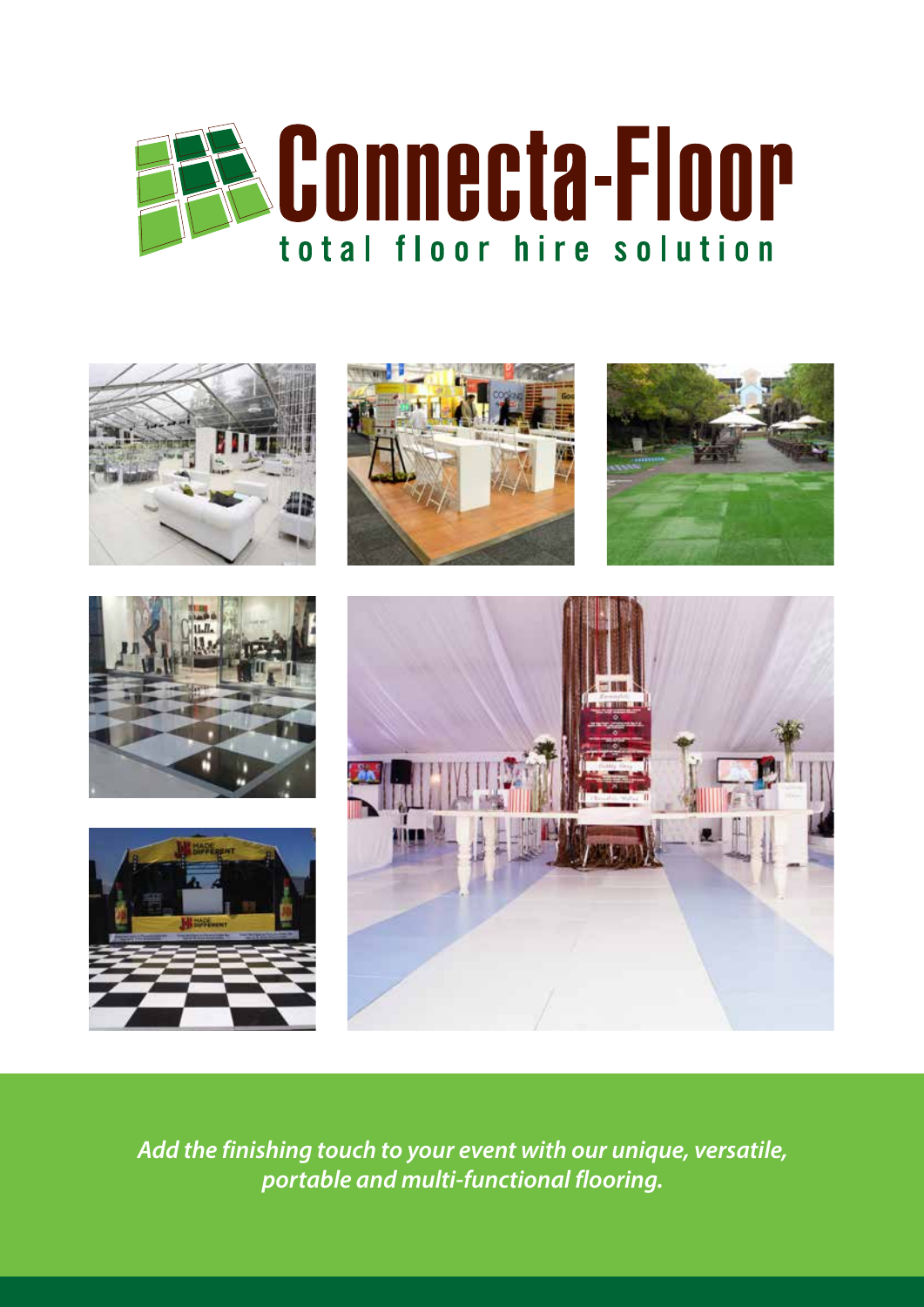# Connecta-Floor

total floor hire solution

*Add the finishing touch to your event with our unique, versatile, portable and multi-functional flooring.*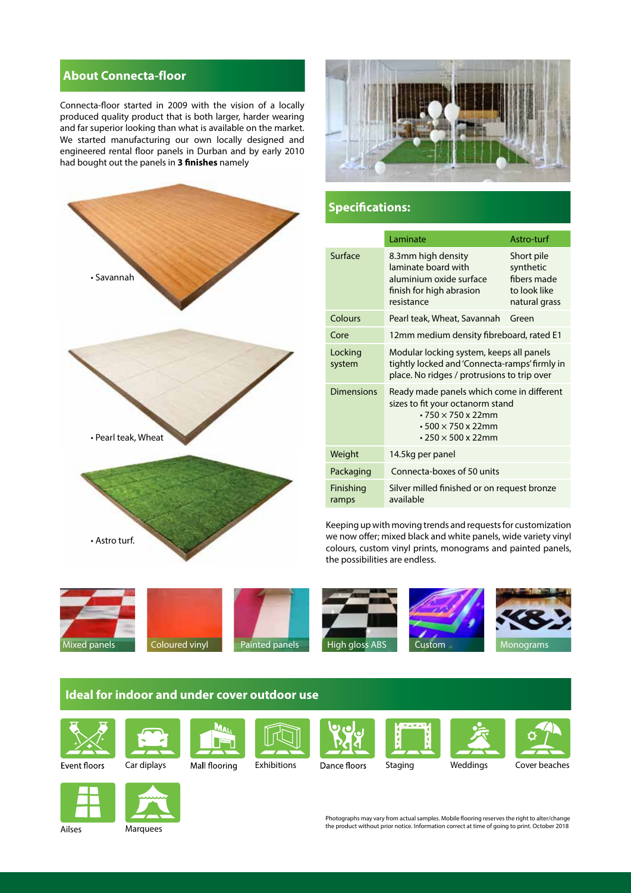## About Connecta-floor

Connecta-floor started in 2009 with the vision of a locally produced quality product that is both larger, harder wearing and far superior looking than what is available on the market. We started manufacturing our own locally designed and engineered rental floor panels in Durban and by early 2010 had bought out the panels in **3 finishes** namely

- Savannah
- Pearl teak, Wheat
- Astro turf.

## Specifications:

| | Laminate | Astro-turf |
|---|---|---|
| Surface | 8.3mm high density laminate board with aluminium oxide surface finish for high abrasion resistance | Short pile synthetic fibers made to look like natural grass |
| Colours | Pearl teak, Wheat, Savannah | Green |
| Core | 12mm medium density fibreboard, rated E1 | |
| Locking system | Modular locking system, keeps all panels tightly locked and 'Connecta-ramps' firmly in place. No ridges / protrusions to trip over | |
| Dimensions | Ready made panels which come in different sizes to fit your octanorm stand<br>• 750 × 750 x 22mm<br>• 500 × 750 x 22mm<br>• 250 × 500 x 22mm | |
| Weight | 14.5kg per panel | |
| Packaging | Connecta-boxes of 50 units | |
| Finishing ramps | Silver milled finished or on request bronze available | |

Keeping up with moving trends and requests for customization we now offer; mixed black and white panels, wide variety vinyl colours, custom vinyl prints, monograms and painted panels, the possibilities are endless.

Mixed panels | Coloured vinyl | Painted panels | High gloss ABS | Custom | Monograms

## Ideal for indoor and under cover outdoor use

- Event floors
- Car diplays
- Mall flooring
- Exhibitions
- Dance floors
- Staging
- Weddings
- Cover beaches
- Ailses
- Marquees

Photographs may vary from actual samples. Mobile flooring reserves the right to alter/change the product without prior notice. Information correct at time of going to print. October 2018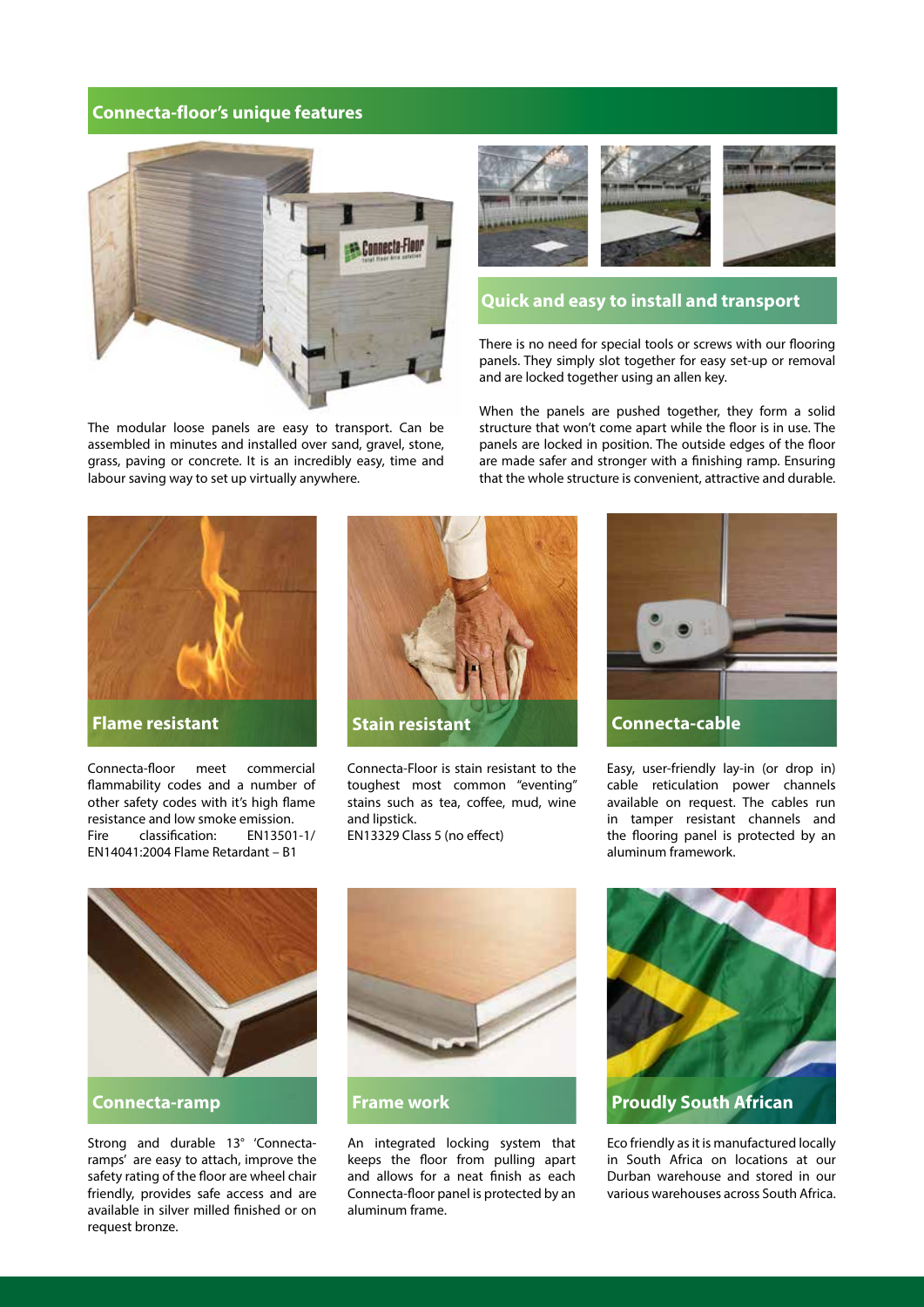## Connecta-floor's unique features

The modular loose panels are easy to transport. Can be assembled in minutes and installed over sand, gravel, stone, grass, paving or concrete. It is an incredibly easy, time and labour saving way to set up virtually anywhere.

### Quick and easy to install and transport

There is no need for special tools or screws with our flooring panels. They simply slot together for easy set-up or removal and are locked together using an allen key.

When the panels are pushed together, they form a solid structure that won't come apart while the floor is in use. The panels are locked in position. The outside edges of the floor are made safer and stronger with a finishing ramp. Ensuring that the whole structure is convenient, attractive and durable.

### Flame resistant

Connecta-floor meet commercial flammability codes and a number of other safety codes with it's high flame resistance and low smoke emission.
Fire classification: EN13501-1/ EN14041:2004 Flame Retardant – B1

### Stain resistant

Connecta-Floor is stain resistant to the toughest most common "eventing" stains such as tea, coffee, mud, wine and lipstick.
EN13329 Class 5 (no effect)

### Connecta-cable

Easy, user-friendly lay-in (or drop in) cable reticulation power channels available on request. The cables run in tamper resistant channels and the flooring panel is protected by an aluminum framework.

### Connecta-ramp

Strong and durable 13° 'Connecta-ramps' are easy to attach, improve the safety rating of the floor are wheel chair friendly, provides safe access and are available in silver milled finished or on request bronze.

### Frame work

An integrated locking system that keeps the floor from pulling apart and allows for a neat finish as each Connecta-floor panel is protected by an aluminum frame.

### Proudly South African

Eco friendly as it is manufactured locally in South Africa on locations at our Durban warehouse and stored in our various warehouses across South Africa.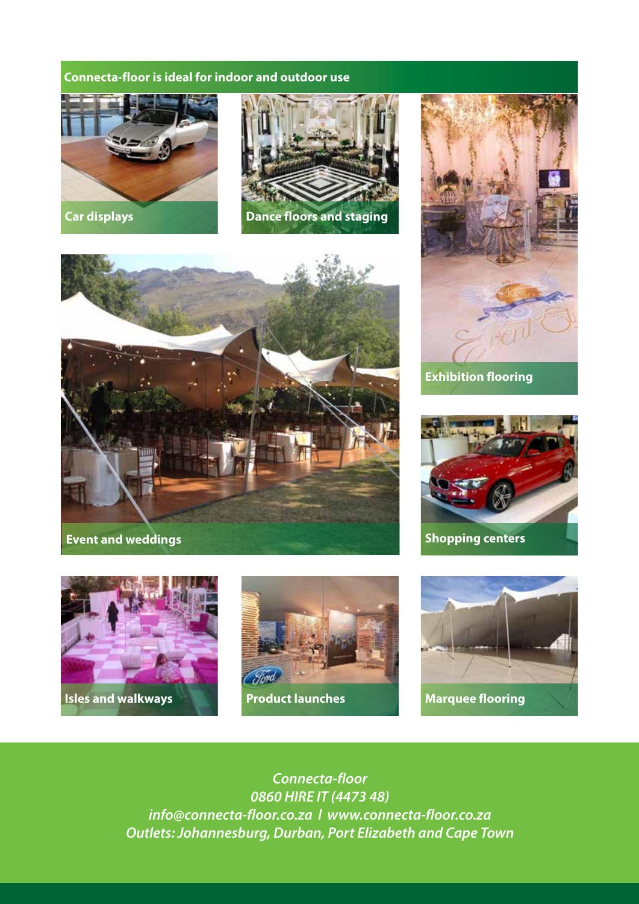**Connecta-floor is ideal for indoor and outdoor use**

**Car displays**

**Dance floors and staging**

**Exhibition flooring**

**Event and weddings**

**Shopping centers**

**Isles and walkways**

**Product launches**

**Marquee flooring**

*Connecta-floor*
*0860 HIRE IT (4473 48)*
*info@connecta-floor.co.za I www.connecta-floor.co.za*
*Outlets: Johannesburg, Durban, Port Elizabeth and Cape Town*